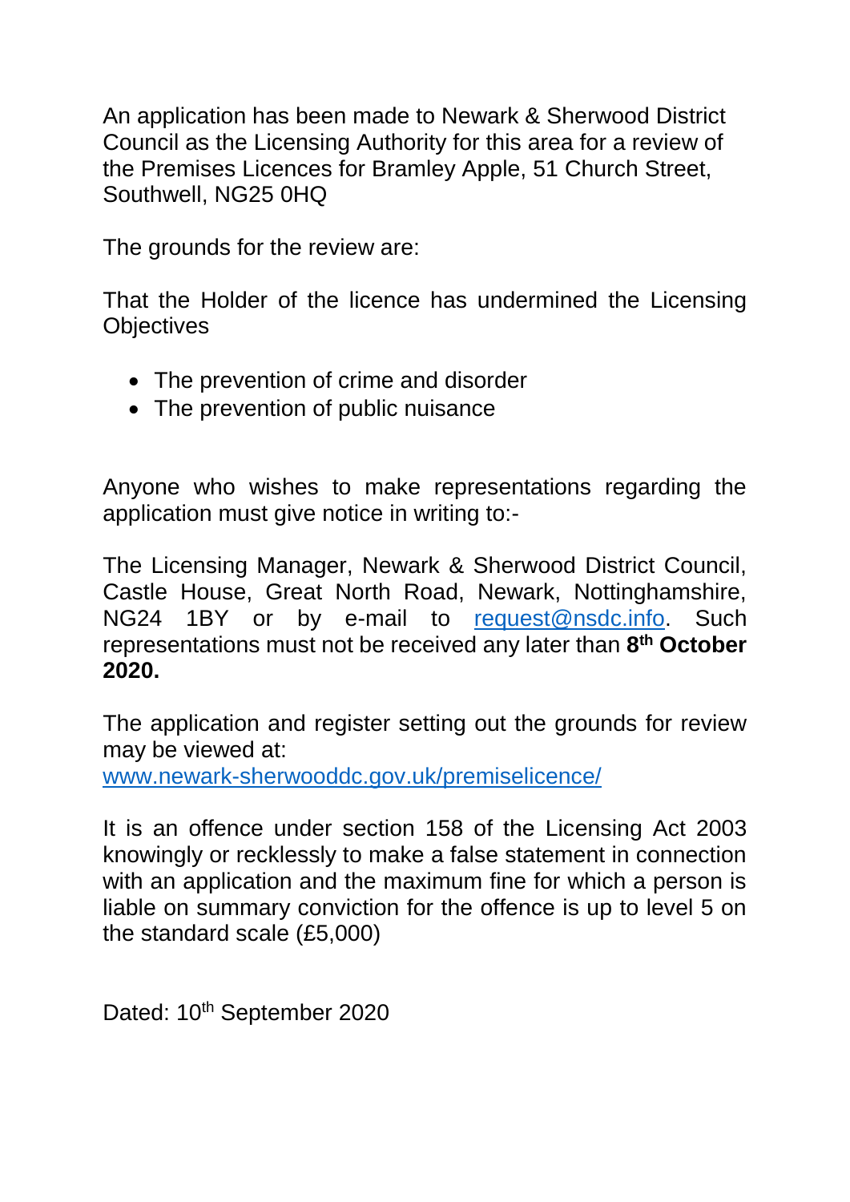An application has been made to Newark & Sherwood District Council as the Licensing Authority for this area for a review of the Premises Licences for Bramley Apple, 51 Church Street, Southwell, NG25 0HQ

The grounds for the review are:

That the Holder of the licence has undermined the Licensing Objectives

- The prevention of crime and disorder
- The prevention of public nuisance

Anyone who wishes to make representations regarding the application must give notice in writing to:-

The Licensing Manager, Newark & Sherwood District Council, Castle House, Great North Road, Newark, Nottinghamshire, NG24 1BY or by e-mail to request@nsdc.info. Such representations must not be received any later than **8th October 2020.**

The application and register setting out the grounds for review may be viewed at:
www.newark-sherwooddc.gov.uk/premiselicence/

It is an offence under section 158 of the Licensing Act 2003 knowingly or recklessly to make a false statement in connection with an application and the maximum fine for which a person is liable on summary conviction for the offence is up to level 5 on the standard scale (£5,000)

Dated: 10th September 2020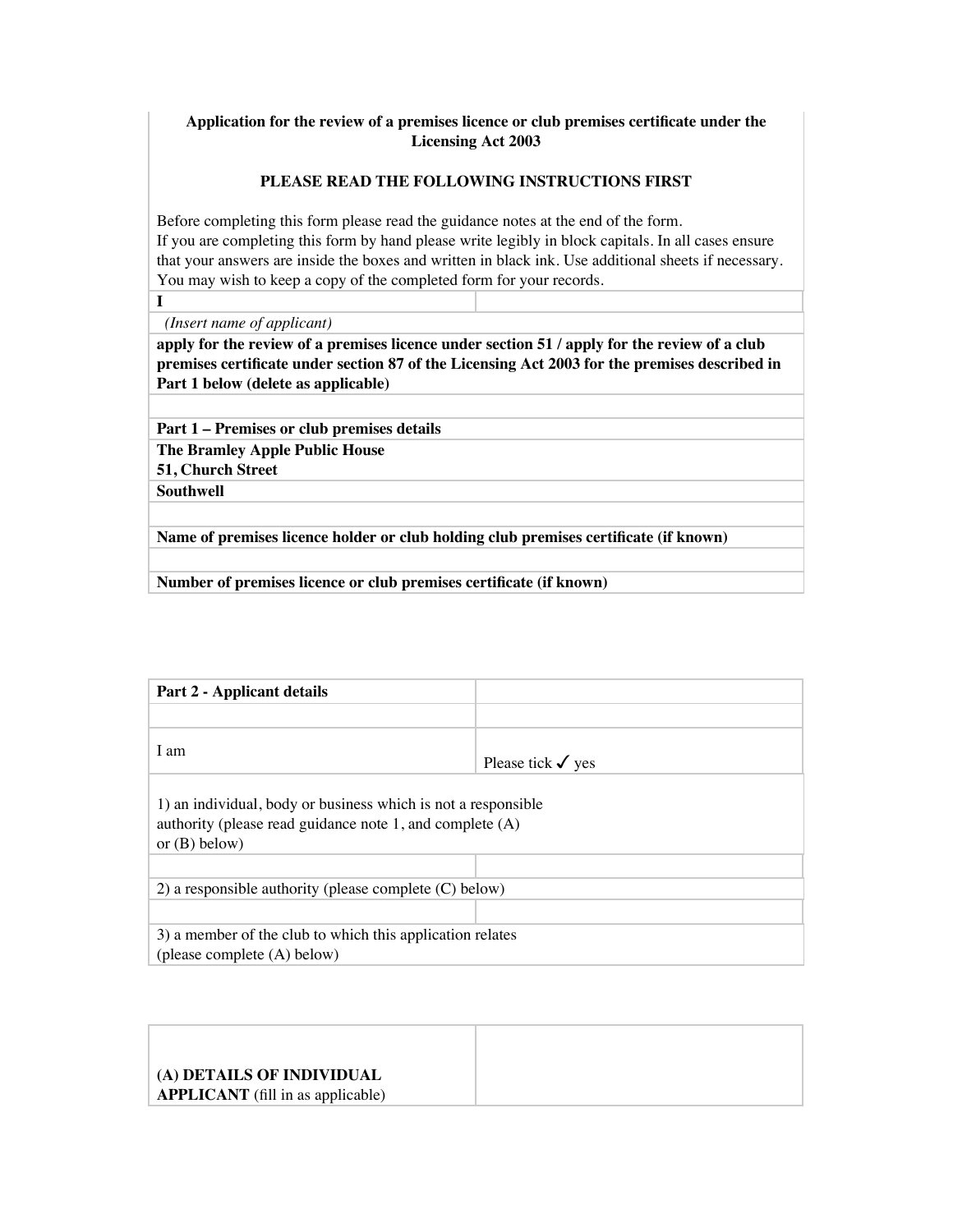**Application for the review of a premises licence or club premises certificate under the Licensing Act 2003**

**PLEASE READ THE FOLLOWING INSTRUCTIONS FIRST**

Before completing this form please read the guidance notes at the end of the form.
If you are completing this form by hand please write legibly in block capitals. In all cases ensure that your answers are inside the boxes and written in black ink. Use additional sheets if necessary.
You may wish to keep a copy of the completed form for your records.

| **I** | |
|---|---|
| *(Insert name of applicant)* | |

**apply for the review of a premises licence under section 51 / apply for the review of a club premises certificate under section 87 of the Licensing Act 2003 for the premises described in Part 1 below (delete as applicable)**

**Part 1 – Premises or club premises details**

**The Bramley Apple Public House**
**51, Church Street**
**Southwell**

**Name of premises licence holder or club holding club premises certificate (if known)**

**Number of premises licence or club premises certificate (if known)**

| **Part 2 - Applicant details** | |
|---|---|
| | |
| I am | Please tick ✓ yes |
| 1) an individual, body or business which is not a responsible authority (please read guidance note 1, and complete (A) or (B) below) | |
| | |
| 2) a responsible authority (please complete (C) below) | |
| | |
| 3) a member of the club to which this application relates (please complete (A) below) | |

| **(A) DETAILS OF INDIVIDUAL APPLICANT** (fill in as applicable) | |
|---|---|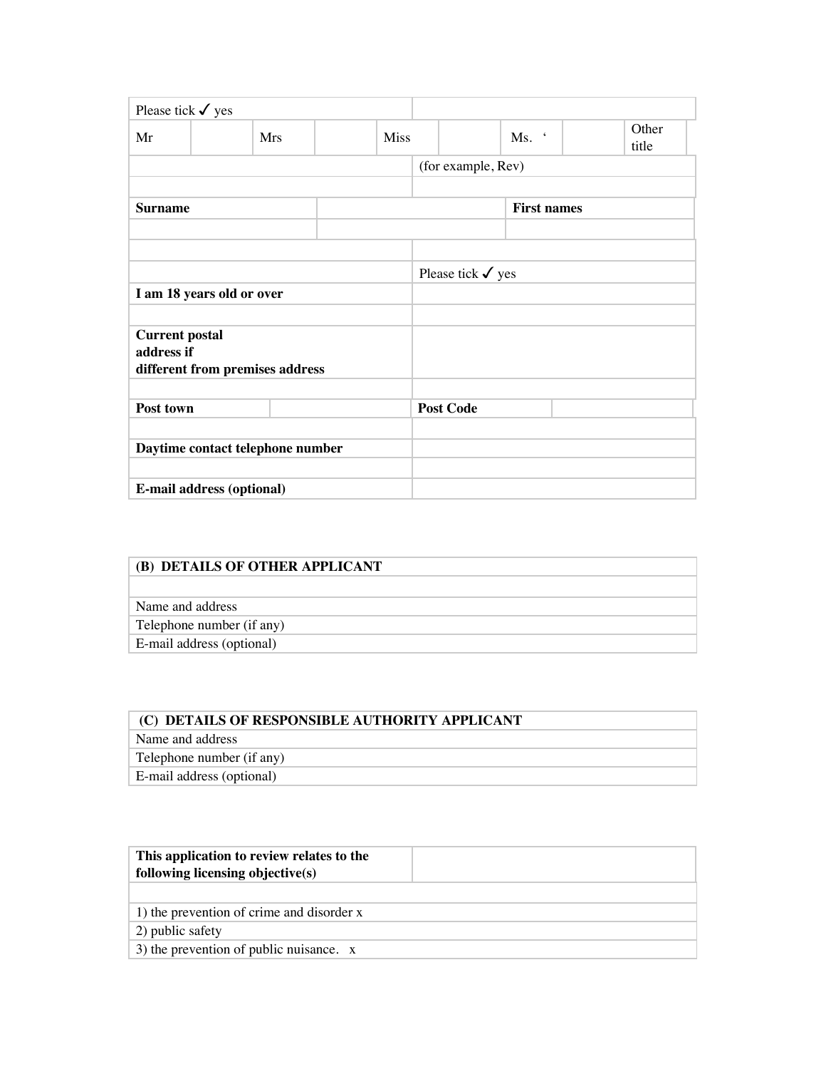| Please tick ✓ yes | | | | | | | | |
|---|---|---|---|---|---|---|---|---|
| Mr | | Mrs | | Miss | | Ms. ‘ | | Other title |
| | | | | (for example, Rev) | | | | |

| **Surname** | | **First names** |
|---|---|---|
| | | |

| | Please tick ✓ yes |
|---|---|
| **I am 18 years old or over** | |
| **Current postal address if different from premises address** | |

| **Post town** | | **Post Code** | |
|---|---|---|---|

| | |
|---|---|
| **Daytime contact telephone number** | |
| **E-mail address (optional)** | |

| **(B) DETAILS OF OTHER APPLICANT** |
|---|
| |
| Name and address |
| Telephone number (if any) |
| E-mail address (optional) |

| **(C) DETAILS OF RESPONSIBLE AUTHORITY APPLICANT** |
|---|
| Name and address |
| Telephone number (if any) |
| E-mail address (optional) |

| **This application to review relates to the following licensing objective(s)** | |
|---|---|
| | |
| 1) the prevention of crime and disorder x | |
| 2) public safety | |
| 3) the prevention of public nuisance. x | |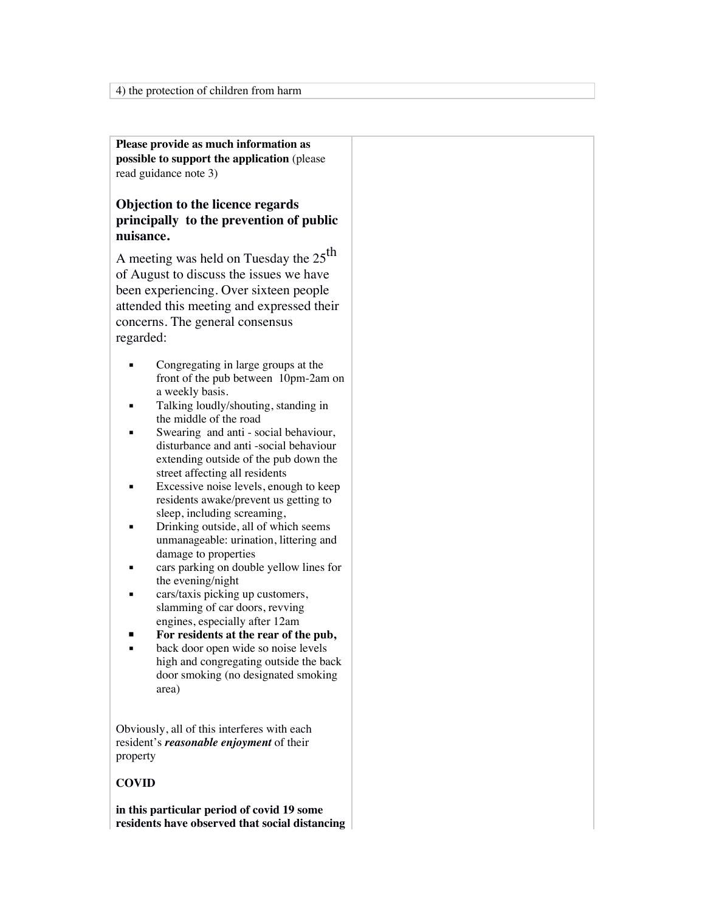| 4) the protection of children from harm |
|---|

| **Please provide as much information as possible to support the application** (please read guidance note 3) | |
|---|---|
| **Objection to the licence regards principally to the prevention of public nuisance.** A meeting was held on Tuesday the 25th of August to discuss the issues we have been experiencing. Over sixteen people attended this meeting and expressed their concerns. The general consensus regarded: <br>▪ Congregating in large groups at the front of the pub between 10pm-2am on a weekly basis. <br>▪ Talking loudly/shouting, standing in the middle of the road <br>▪ Swearing and anti - social behaviour, disturbance and anti -social behaviour extending outside of the pub down the street affecting all residents <br>▪ Excessive noise levels, enough to keep residents awake/prevent us getting to sleep, including screaming, <br>▪ Drinking outside, all of which seems unmanageable: urination, littering and damage to properties <br>▪ cars parking on double yellow lines for the evening/night <br>▪ cars/taxis picking up customers, slamming of car doors, revving engines, especially after 12am <br>▪ **For residents at the rear of the pub,** <br>▪ back door open wide so noise levels high and congregating outside the back door smoking (no designated smoking area) <br><br>Obviously, all of this interferes with each resident's ***reasonable enjoyment*** of their property <br><br>**COVID** <br><br>**in this particular period of covid 19 some residents have observed that social distancing** | |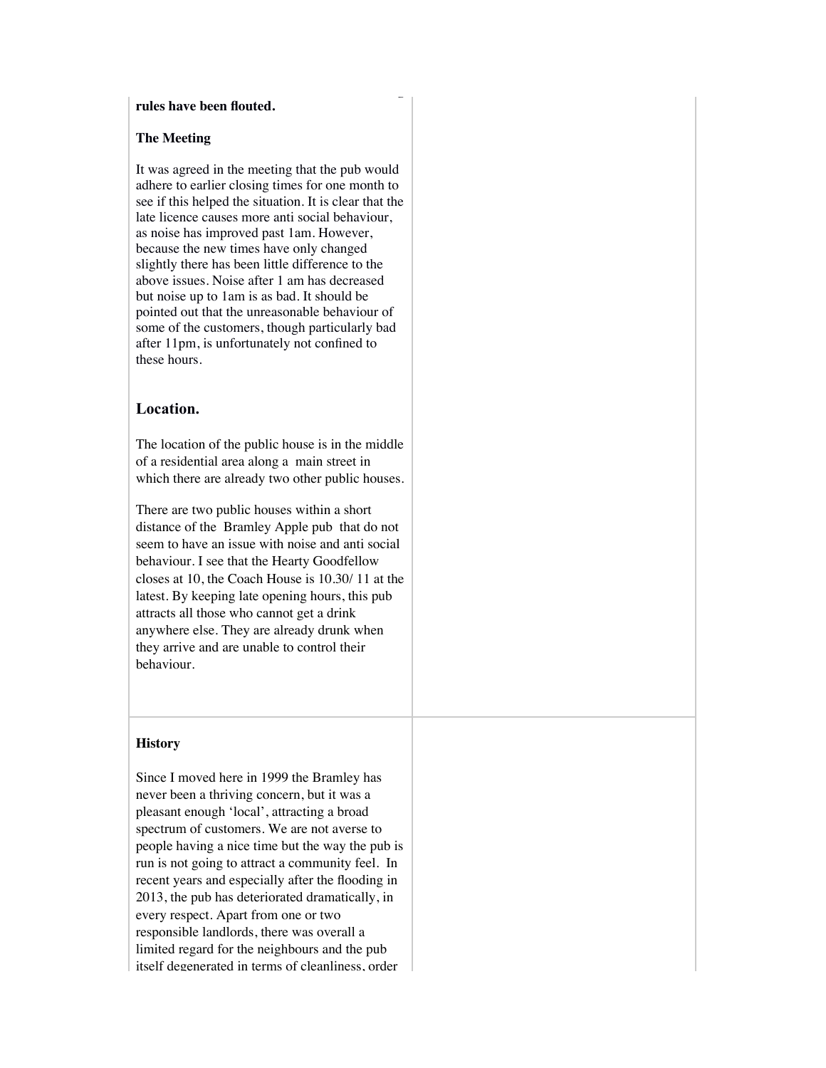**rules have been flouted.**

**The Meeting**

It was agreed in the meeting that the pub would adhere to earlier closing times for one month to see if this helped the situation. It is clear that the late licence causes more anti social behaviour, as noise has improved past 1am. However, because the new times have only changed slightly there has been little difference to the above issues. Noise after 1 am has decreased but noise up to 1am is as bad. It should be pointed out that the unreasonable behaviour of some of the customers, though particularly bad after 11pm, is unfortunately not confined to these hours.

## Location.

The location of the public house is in the middle of a residential area along a main street in which there are already two other public houses.

There are two public houses within a short distance of the Bramley Apple pub that do not seem to have an issue with noise and anti social behaviour. I see that the Hearty Goodfellow closes at 10, the Coach House is 10.30/ 11 at the latest. By keeping late opening hours, this pub attracts all those who cannot get a drink anywhere else. They are already drunk when they arrive and are unable to control their behaviour.

**History**

Since I moved here in 1999 the Bramley has never been a thriving concern, but it was a pleasant enough 'local', attracting a broad spectrum of customers. We are not averse to people having a nice time but the way the pub is run is not going to attract a community feel. In recent years and especially after the flooding in 2013, the pub has deteriorated dramatically, in every respect. Apart from one or two responsible landlords, there was overall a limited regard for the neighbours and the pub itself degenerated in terms of cleanliness, order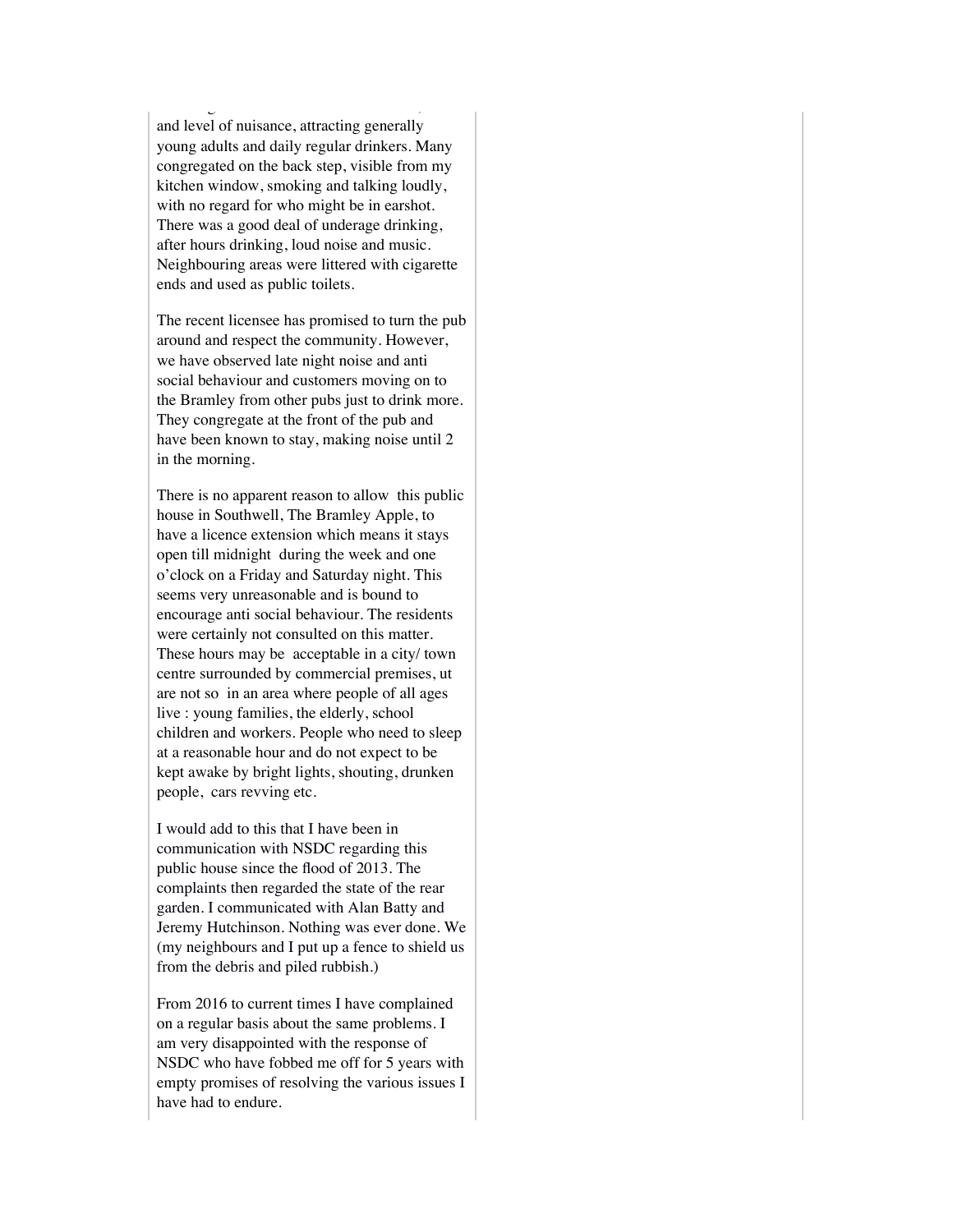and level of nuisance, attracting generally young adults and daily regular drinkers. Many congregated on the back step, visible from my kitchen window, smoking and talking loudly, with no regard for who might be in earshot. There was a good deal of underage drinking, after hours drinking, loud noise and music. Neighbouring areas were littered with cigarette ends and used as public toilets.

The recent licensee has promised to turn the pub around and respect the community. However, we have observed late night noise and anti social behaviour and customers moving on to the Bramley from other pubs just to drink more. They congregate at the front of the pub and have been known to stay, making noise until 2 in the morning.

There is no apparent reason to allow this public house in Southwell, The Bramley Apple, to have a licence extension which means it stays open till midnight during the week and one o'clock on a Friday and Saturday night. This seems very unreasonable and is bound to encourage anti social behaviour. The residents were certainly not consulted on this matter. These hours may be acceptable in a city/ town centre surrounded by commercial premises, ut are not so in an area where people of all ages live : young families, the elderly, school children and workers. People who need to sleep at a reasonable hour and do not expect to be kept awake by bright lights, shouting, drunken people, cars revving etc.

I would add to this that I have been in communication with NSDC regarding this public house since the flood of 2013. The complaints then regarded the state of the rear garden. I communicated with Alan Batty and Jeremy Hutchinson. Nothing was ever done. We (my neighbours and I put up a fence to shield us from the debris and piled rubbish.)

From 2016 to current times I have complained on a regular basis about the same problems. I am very disappointed with the response of NSDC who have fobbed me off for 5 years with empty promises of resolving the various issues I have had to endure.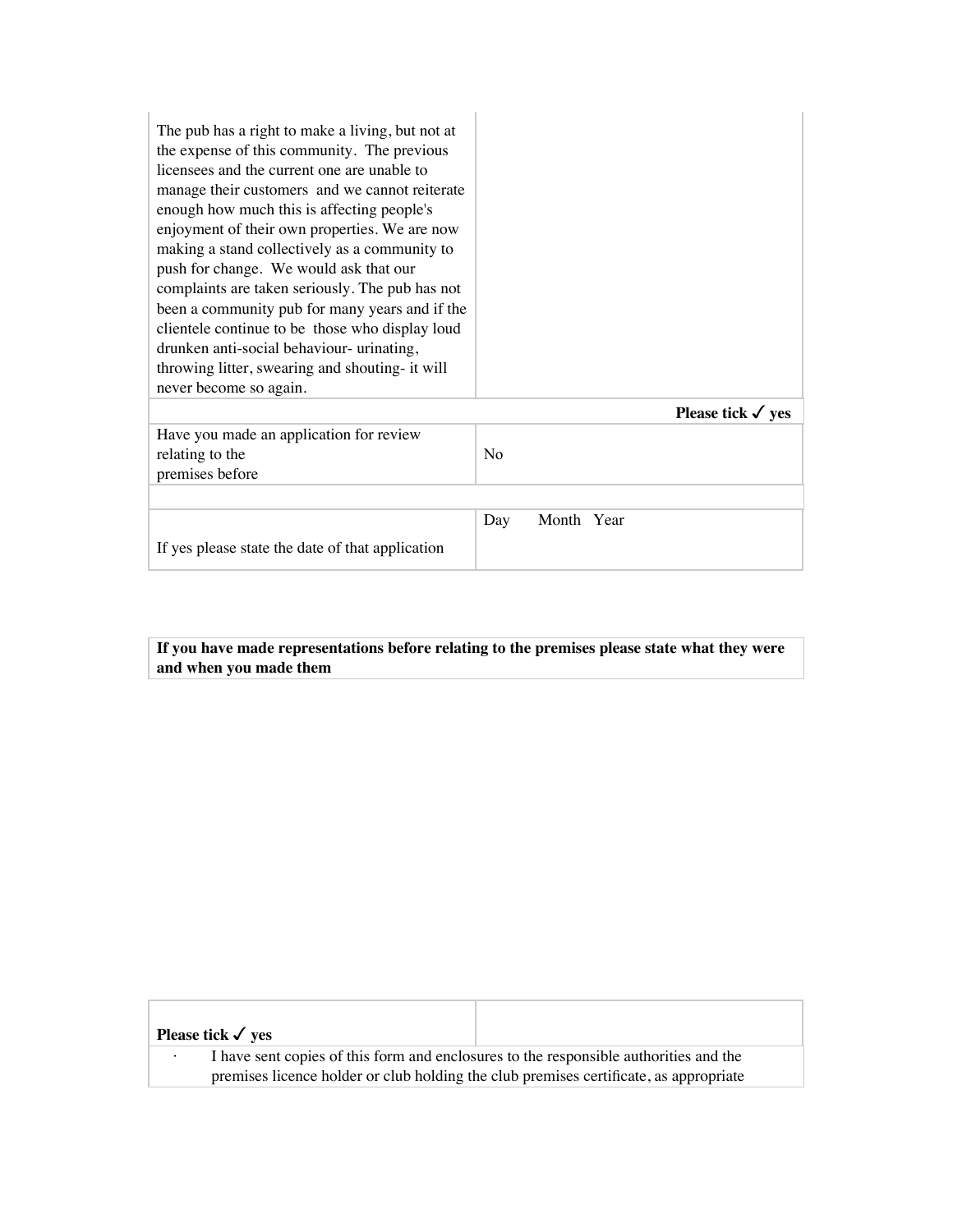| | |
|---|---|
| The pub has a right to make a living, but not at the expense of this community. The previous licensees and the current one are unable to manage their customers and we cannot reiterate enough how much this is affecting people's enjoyment of their own properties. We are now making a stand collectively as a community to push for change. We would ask that our complaints are taken seriously. The pub has not been a community pub for many years and if the clientele continue to be those who display loud drunken anti-social behaviour- urinating, throwing litter, swearing and shouting- it will never become so again. | |
| | **Please tick ✓ yes** |
| Have you made an application for review relating to the premises before | No |
| | |
| If yes please state the date of that application | Day Month Year |

| **If you have made representations before relating to the premises please state what they were and when you made them** |
|---|

| **Please tick ✓ yes** | |
|---|---|
| · I have sent copies of this form and enclosures to the responsible authorities and the premises licence holder or club holding the club premises certificate, as appropriate | |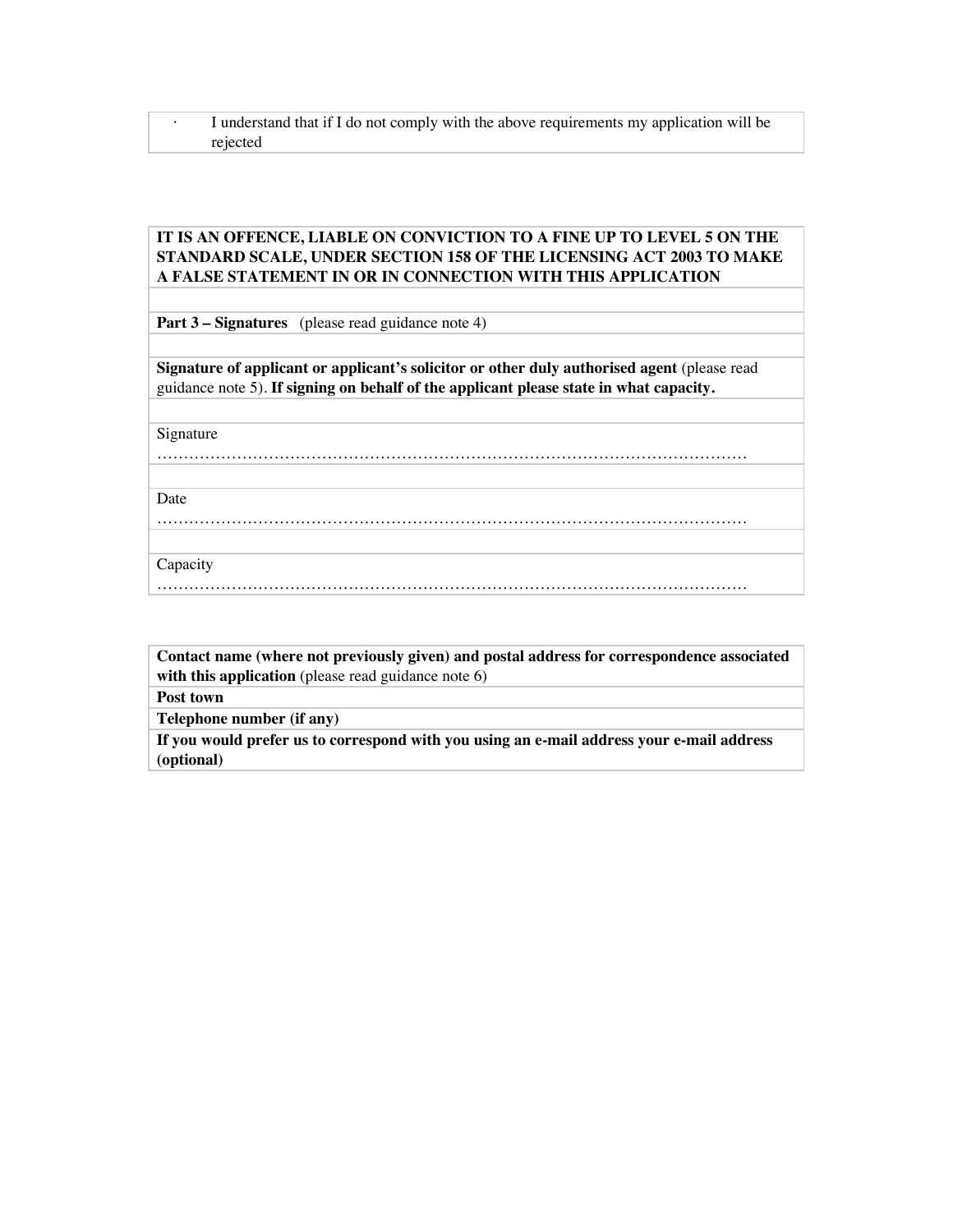| | |
|---|---|
| · | I understand that if I do not comply with the above requirements my application will be rejected |

| |
|---|
| **IT IS AN OFFENCE, LIABLE ON CONVICTION TO A FINE UP TO LEVEL 5 ON THE STANDARD SCALE, UNDER SECTION 158 OF THE LICENSING ACT 2003 TO MAKE A FALSE STATEMENT IN OR IN CONNECTION WITH THIS APPLICATION** |
| |
| **Part 3 – Signatures** (please read guidance note 4) |
| |
| **Signature of applicant or applicant's solicitor or other duly authorised agent** (please read guidance note 5). **If signing on behalf of the applicant please state in what capacity.** |
| |
| Signature ……………………………………………………………………………………………………… |
| |
| Date ……………………………………………………………………………………………………… |
| |
| Capacity ……………………………………………………………………………………………………… |

| |
|---|
| **Contact name (where not previously given) and postal address for correspondence associated with this application** (please read guidance note 6) |
| **Post town** |
| **Telephone number (if any)** |
| **If you would prefer us to correspond with you using an e-mail address your e-mail address (optional)** |